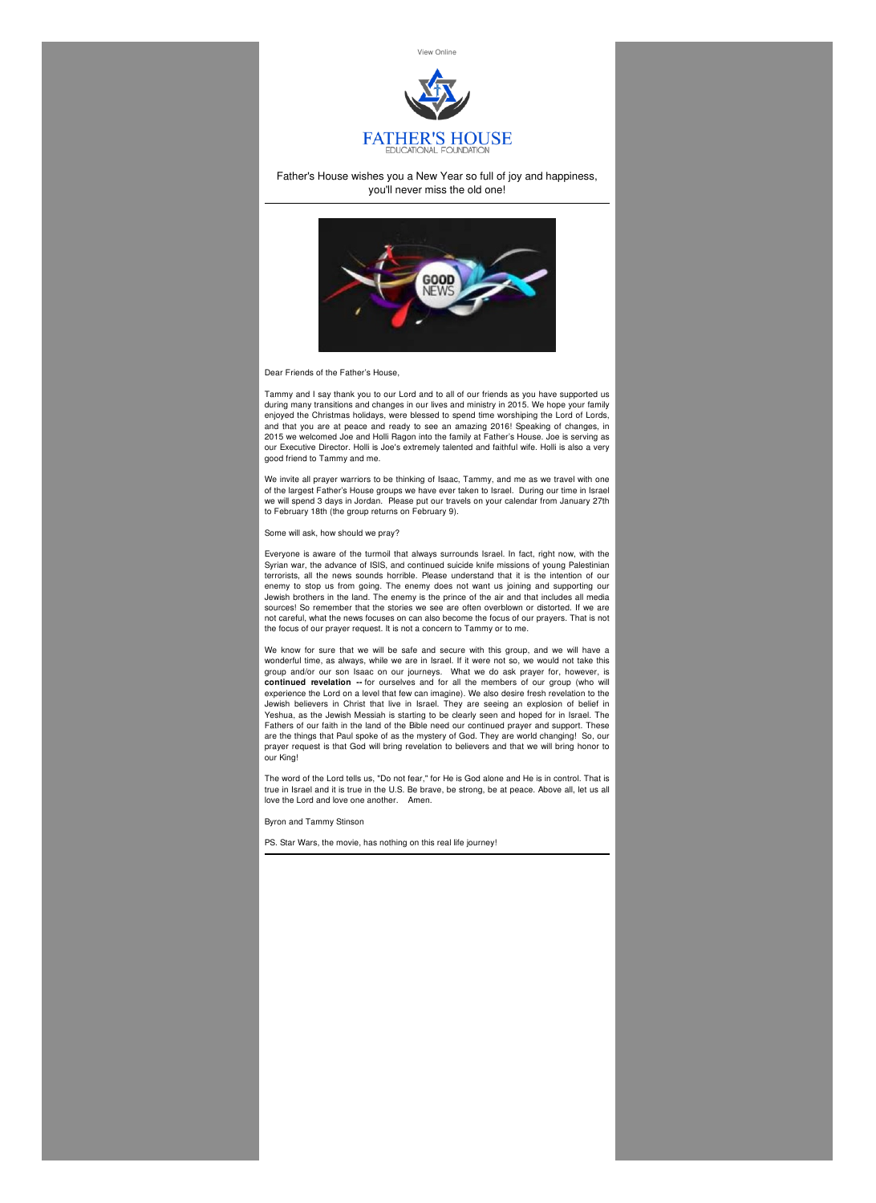View Online

FATHER'S HOUSE
EDUCATIONAL FOUNDATION

Father's House wishes you a New Year so full of joy and happiness, you'll never miss the old one!

---

GOOD NEWS

Dear Friends of the Father's House,

Tammy and I say thank you to our Lord and to all of our friends as you have supported us during many transitions and changes in our lives and ministry in 2015. We hope your family enjoyed the Christmas holidays, were blessed to spend time worshiping the Lord of Lords, and that you are at peace and ready to see an amazing 2016! Speaking of changes, in 2015 we welcomed Joe and Holli Ragon into the family at Father's House. Joe is serving as our Executive Director. Holli is Joe's extremely talented and faithful wife. Holli is also a very good friend to Tammy and me.

We invite all prayer warriors to be thinking of Isaac, Tammy, and me as we travel with one of the largest Father's House groups we have ever taken to Israel. During our time in Israel we will spend 3 days in Jordan. Please put our travels on your calendar from January 27th to February 18th (the group returns on February 9).

Some will ask, how should we pray?

Everyone is aware of the turmoil that always surrounds Israel. In fact, right now, with the Syrian war, the advance of ISIS, and continued suicide knife missions of young Palestinian terrorists, all the news sounds horrible. Please understand that it is the intention of our enemy to stop us from going. The enemy does not want us joining and supporting our Jewish brothers in the land. The enemy is the prince of the air and that includes all media sources! So remember that the stories we see are often overblown or distorted. If we are not careful, what the news focuses on can also become the focus of our prayers. That is not the focus of our prayer request. It is not a concern to Tammy or to me.

We know for sure that we will be safe and secure with this group, and we will have a wonderful time, as always, while we are in Israel. If it were not so, we would not take this group and/or our son Isaac on our journeys. What we do ask prayer for, however, is **continued revelation --** for ourselves and for all the members of our group (who will experience the Lord on a level that few can imagine). We also desire fresh revelation to the Jewish believers in Christ that live in Israel. They are seeing an explosion of belief in Yeshua, as the Jewish Messiah is starting to be clearly seen and hoped for in Israel. The Fathers of our faith in the land of the Bible need our continued prayer and support. These are the things that Paul spoke of as the mystery of God. They are world changing! So, our prayer request is that God will bring revelation to believers and that we will bring honor to our King!

The word of the Lord tells us, "Do not fear," for He is God alone and He is in control. That is true in Israel and it is true in the U.S. Be brave, be strong, be at peace. Above all, let us all love the Lord and love one another. Amen.

Byron and Tammy Stinson

PS. Star Wars, the movie, has nothing on this real life journey!

---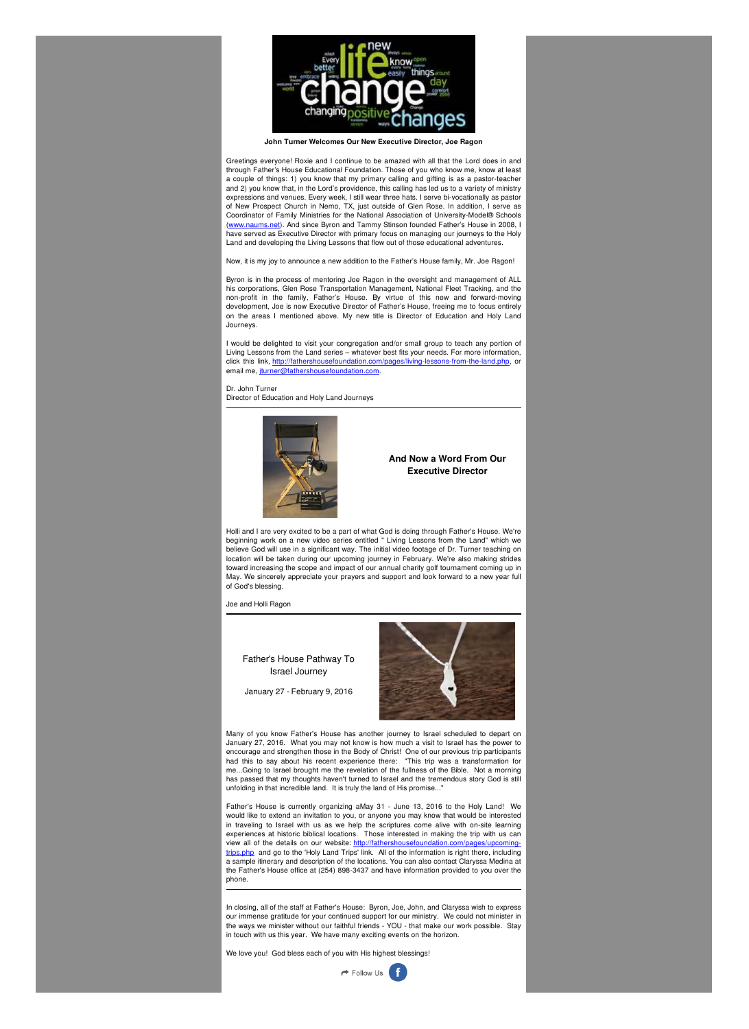**John Turner Welcomes Our New Executive Director, Joe Ragon**

Greetings everyone! Roxie and I continue to be amazed with all that the Lord does in and through Father's House Educational Foundation. Those of you who know me, know at least a couple of things: 1) you know that my primary calling and gifting is as a pastor-teacher and 2) you know that, in the Lord's providence, this calling has led us to a variety of ministry expressions and venues. Every week, I still wear three hats. I serve bi-vocationally as pastor of New Prospect Church in Nemo, TX, just outside of Glen Rose. In addition, I serve as Coordinator of Family Ministries for the National Association of University-Model® Schools (www.naums.net). And since Byron and Tammy Stinson founded Father's House in 2008, I have served as Executive Director with primary focus on managing our journeys to the Holy Land and developing the Living Lessons that flow out of those educational adventures.

Now, it is my joy to announce a new addition to the Father's House family, Mr. Joe Ragon!

Byron is in the process of mentoring Joe Ragon in the oversight and management of ALL his corporations, Glen Rose Transportation Management, National Fleet Tracking, and the non-profit in the family, Father's House. By virtue of this new and forward-moving development, Joe is now Executive Director of Father's House, freeing me to focus entirely on the areas I mentioned above. My new title is Director of Education and Holy Land Journeys.

I would be delighted to visit your congregation and/or small group to teach any portion of Living Lessons from the Land series – whatever best fits your needs. For more information, click this link, http://fathershousefoundation.com/pages/living-lessons-from-the-land.php, or email me, jturner@fathershousefoundation.com.

Dr. John Turner
Director of Education and Holy Land Journeys

---

**And Now a Word From Our Executive Director**

Holli and I are very excited to be a part of what God is doing through Father's House. We're beginning work on a new video series entitled " Living Lessons from the Land" which we believe God will use in a significant way. The initial video footage of Dr. Turner teaching on location will be taken during our upcoming journey in February. We're also making strides toward increasing the scope and impact of our annual charity golf tournament coming up in May. We sincerely appreciate your prayers and support and look forward to a new year full of God's blessing.

Joe and Holli Ragon

---

Father's House Pathway To Israel Journey

January 27 - February 9, 2016

Many of you know Father's House has another journey to Israel scheduled to depart on January 27, 2016. What you may not know is how much a visit to Israel has the power to encourage and strengthen those in the Body of Christ! One of our previous trip participants had this to say about his recent experience there: "This trip was a transformation for me...Going to Israel brought me the revelation of the fullness of the Bible. Not a morning has passed that my thoughts haven't turned to Israel and the tremendous story God is still unfolding in that incredible land. It is truly the land of His promise..."

Father's House is currently organizing aMay 31 - June 13, 2016 to the Holy Land! We would like to extend an invitation to you, or anyone you may know that would be interested in traveling to Israel with us as we help the scriptures come alive with on-site learning experiences at historic biblical locations. Those interested in making the trip with us can view all of the details on our website: http://fathershousefoundation.com/pages/upcoming-trips.php and go to the 'Holy Land Trips' link. All of the information is right there, including a sample itinerary and description of the locations. You can also contact Claryssa Medina at the Father's House office at (254) 898-3437 and have information provided to you over the phone.

---

In closing, all of the staff at Father's House: Byron, Joe, John, and Claryssa wish to express our immense gratitude for your continued support for our ministry. We could not minister in the ways we minister without our faithful friends - YOU - that make our work possible. Stay in touch with us this year. We have many exciting events on the horizon.

We love you! God bless each of you with His highest blessings!

Follow Us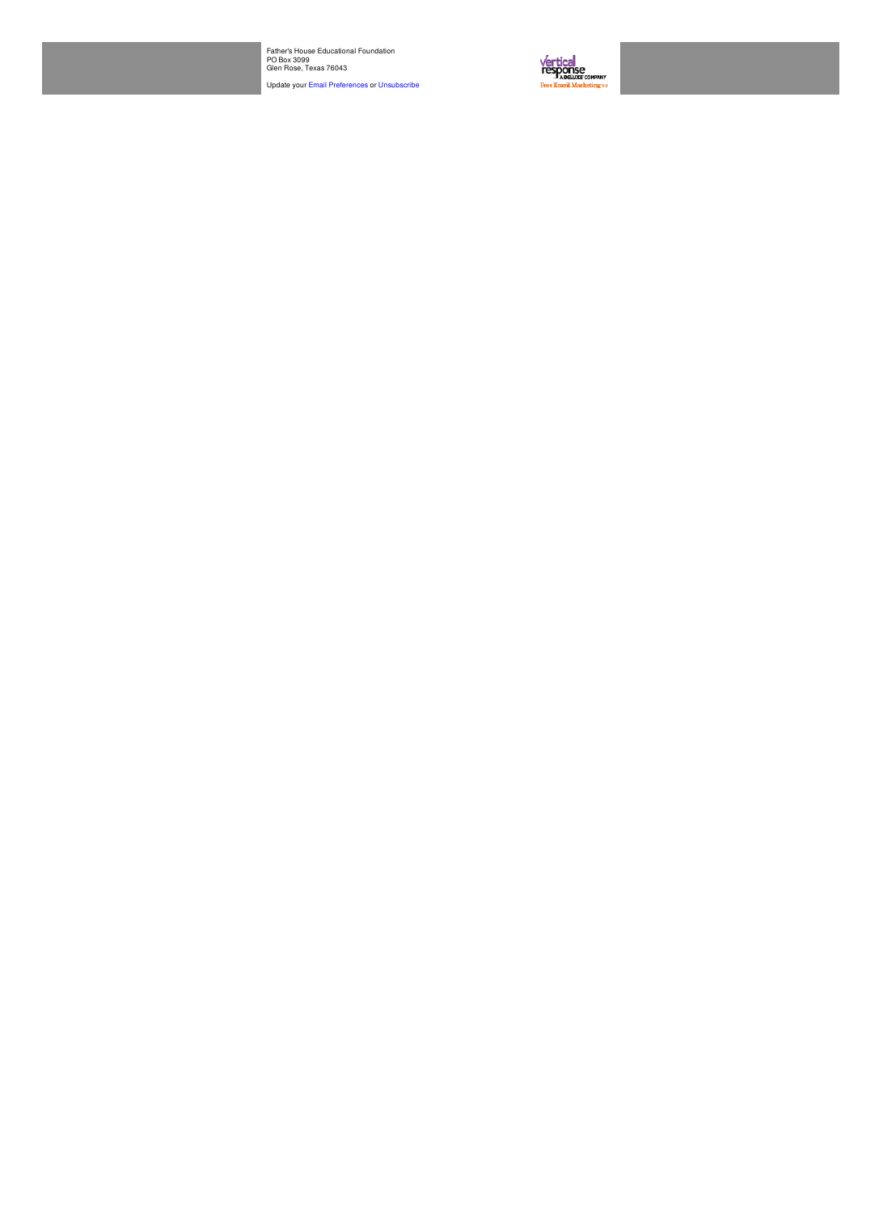Father's House Educational Foundation
PO Box 3099
Glen Rose, Texas 76043

Update your Email Preferences or Unsubscribe

vertical response
A DELUXE COMPANY
Free Email Marketing >>